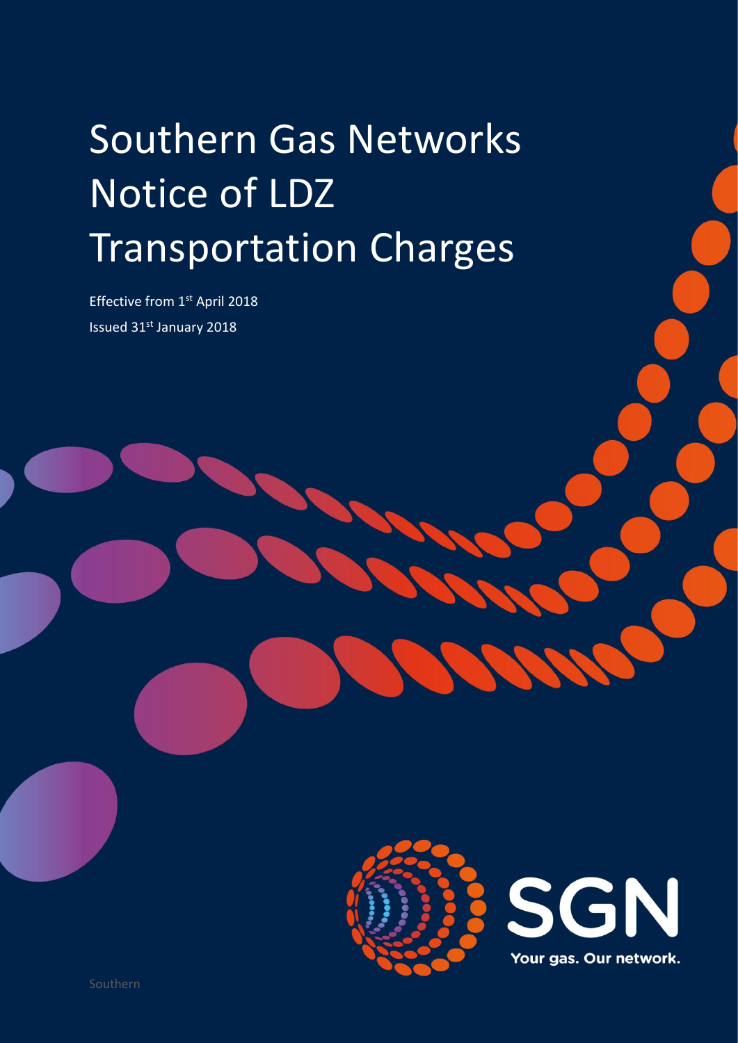# Southern Gas Networks Notice of LDZ Transportation Charges

Effective from 1st April 2018

Issued 31st January 2018

SGN

Your gas. Our network.

Southern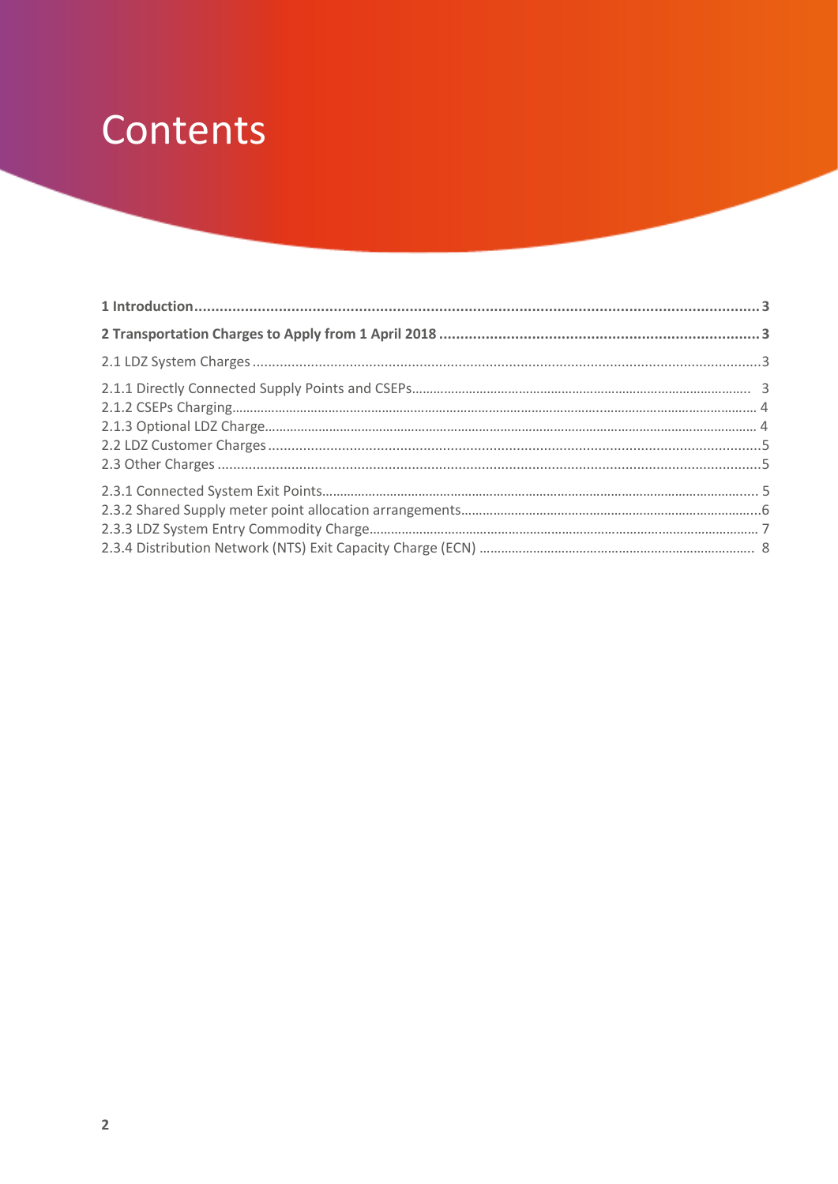# Contents

**1 Introduction ..................................................................................................... 3**

**2 Transportation Charges to Apply from 1 April 2018 .......................................... 3**

2.1 LDZ System Charges ........................................................................................ 3

2.1.1 Directly Connected Supply Points and CSEPs................................................ 3
2.1.2 CSEPs Charging............................................................................................ 4
2.1.3 Optional LDZ Charge..................................................................................... 4
2.2 LDZ Customer Charges .................................................................................... 5
2.3 Other Charges .................................................................................................. 5

2.3.1 Connected System Exit Points....................................................................... 5
2.3.2 Shared Supply meter point allocation arrangements...................................... 6
2.3.3 LDZ System Entry Commodity Charge........................................................... 7
2.3.4 Distribution Network (NTS) Exit Capacity Charge (ECN) ............................... 8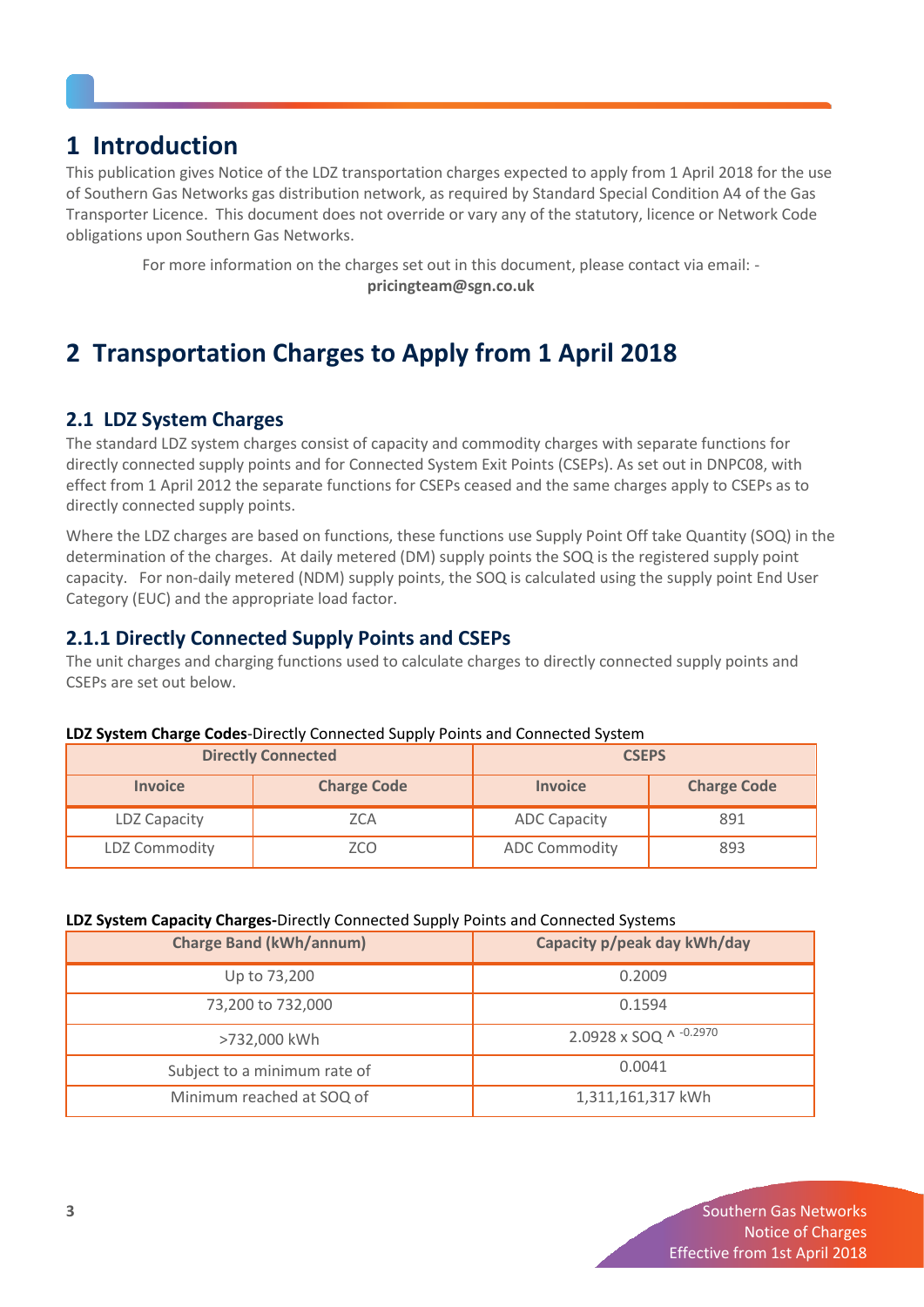# 1 Introduction

This publication gives Notice of the LDZ transportation charges expected to apply from 1 April 2018 for the use of Southern Gas Networks gas distribution network, as required by Standard Special Condition A4 of the Gas Transporter Licence. This document does not override or vary any of the statutory, licence or Network Code obligations upon Southern Gas Networks.

For more information on the charges set out in this document, please contact via email: - **pricingteam@sgn.co.uk**

# 2 Transportation Charges to Apply from 1 April 2018

## 2.1 LDZ System Charges

The standard LDZ system charges consist of capacity and commodity charges with separate functions for directly connected supply points and for Connected System Exit Points (CSEPs). As set out in DNPC08, with effect from 1 April 2012 the separate functions for CSEPs ceased and the same charges apply to CSEPs as to directly connected supply points.

Where the LDZ charges are based on functions, these functions use Supply Point Off take Quantity (SOQ) in the determination of the charges. At daily metered (DM) supply points the SOQ is the registered supply point capacity. For non-daily metered (NDM) supply points, the SOQ is calculated using the supply point End User Category (EUC) and the appropriate load factor.

### 2.1.1 Directly Connected Supply Points and CSEPs

The unit charges and charging functions used to calculate charges to directly connected supply points and CSEPs are set out below.

**LDZ System Charge Codes**-Directly Connected Supply Points and Connected System

| Directly Connected | | CSEPS | |
|---|---|---|---|
| **Invoice** | **Charge Code** | **Invoice** | **Charge Code** |
| LDZ Capacity | ZCA | ADC Capacity | 891 |
| LDZ Commodity | ZCO | ADC Commodity | 893 |

**LDZ System Capacity Charges-**Directly Connected Supply Points and Connected Systems

| Charge Band (kWh/annum) | Capacity p/peak day kWh/day |
|---|---|
| Up to 73,200 | 0.2009 |
| 73,200 to 732,000 | 0.1594 |
| >732,000 kWh | $2.0928 \times SOQ \wedge {}^{-0.2970}$ |
| Subject to a minimum rate of | 0.0041 |
| Minimum reached at SOQ of | 1,311,161,317 kWh |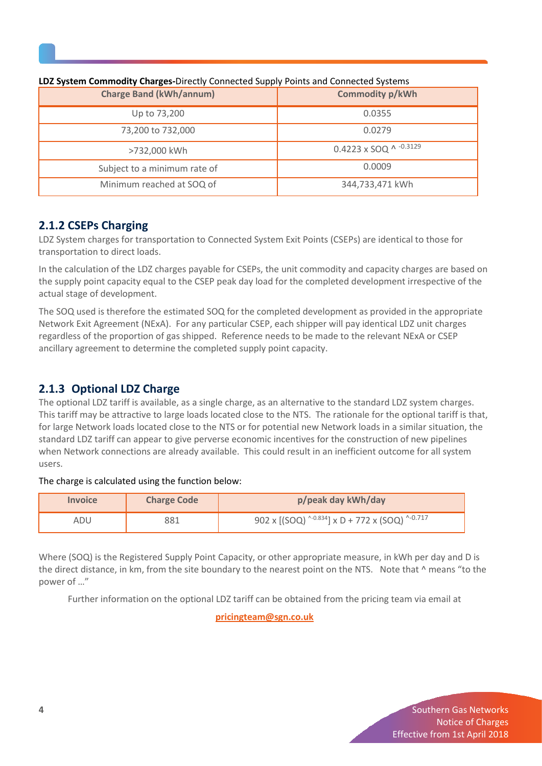**LDZ System Commodity Charges-**Directly Connected Supply Points and Connected Systems

| Charge Band (kWh/annum) | Commodity p/kWh |
|---|---|
| Up to 73,200 | 0.0355 |
| 73,200 to 732,000 | 0.0279 |
| >732,000 kWh | $0.4223 \times SOQ^{-0.3129}$ |
| Subject to a minimum rate of | 0.0009 |
| Minimum reached at SOQ of | 344,733,471 kWh |

## 2.1.2 CSEPs Charging

LDZ System charges for transportation to Connected System Exit Points (CSEPs) are identical to those for transportation to direct loads.

In the calculation of the LDZ charges payable for CSEPs, the unit commodity and capacity charges are based on the supply point capacity equal to the CSEP peak day load for the completed development irrespective of the actual stage of development.

The SOQ used is therefore the estimated SOQ for the completed development as provided in the appropriate Network Exit Agreement (NExA). For any particular CSEP, each shipper will pay identical LDZ unit charges regardless of the proportion of gas shipped. Reference needs to be made to the relevant NExA or CSEP ancillary agreement to determine the completed supply point capacity.

## 2.1.3 Optional LDZ Charge

The optional LDZ tariff is available, as a single charge, as an alternative to the standard LDZ system charges. This tariff may be attractive to large loads located close to the NTS. The rationale for the optional tariff is that, for large Network loads located close to the NTS or for potential new Network loads in a similar situation, the standard LDZ tariff can appear to give perverse economic incentives for the construction of new pipelines when Network connections are already available. This could result in an inefficient outcome for all system users.

The charge is calculated using the function below:

| Invoice | Charge Code | p/peak day kWh/day |
|---|---|---|
| ADU | 881 | $902 \times [(SOQ)^{-0.834}] \times D + 772 \times (SOQ)^{-0.717}$ |

Where (SOQ) is the Registered Supply Point Capacity, or other appropriate measure, in kWh per day and D is the direct distance, in km, from the site boundary to the nearest point on the NTS. Note that ^ means "to the power of …"

Further information on the optional LDZ tariff can be obtained from the pricing team via email at

pricingteam@sgn.co.uk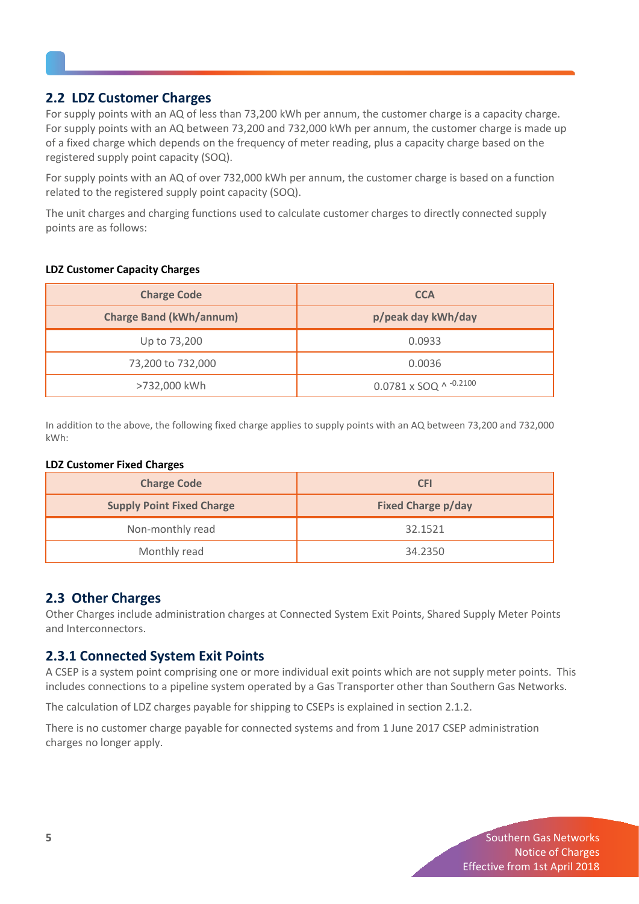## 2.2 LDZ Customer Charges

For supply points with an AQ of less than 73,200 kWh per annum, the customer charge is a capacity charge. For supply points with an AQ between 73,200 and 732,000 kWh per annum, the customer charge is made up of a fixed charge which depends on the frequency of meter reading, plus a capacity charge based on the registered supply point capacity (SOQ).

For supply points with an AQ of over 732,000 kWh per annum, the customer charge is based on a function related to the registered supply point capacity (SOQ).

The unit charges and charging functions used to calculate customer charges to directly connected supply points are as follows:

**LDZ Customer Capacity Charges**

| Charge Code | CCA |
|---|---|
| **Charge Band (kWh/annum)** | **p/peak day kWh/day** |
| Up to 73,200 | 0.0933 |
| 73,200 to 732,000 | 0.0036 |
| >732,000 kWh | $0.0781 \times SOQ \wedge^{-0.2100}$ |

In addition to the above, the following fixed charge applies to supply points with an AQ between 73,200 and 732,000 kWh:

**LDZ Customer Fixed Charges**

| Charge Code | CFI |
|---|---|
| **Supply Point Fixed Charge** | **Fixed Charge p/day** |
| Non-monthly read | 32.1521 |
| Monthly read | 34.2350 |

## 2.3 Other Charges

Other Charges include administration charges at Connected System Exit Points, Shared Supply Meter Points and Interconnectors.

### 2.3.1 Connected System Exit Points

A CSEP is a system point comprising one or more individual exit points which are not supply meter points. This includes connections to a pipeline system operated by a Gas Transporter other than Southern Gas Networks.

The calculation of LDZ charges payable for shipping to CSEPs is explained in section 2.1.2.

There is no customer charge payable for connected systems and from 1 June 2017 CSEP administration charges no longer apply.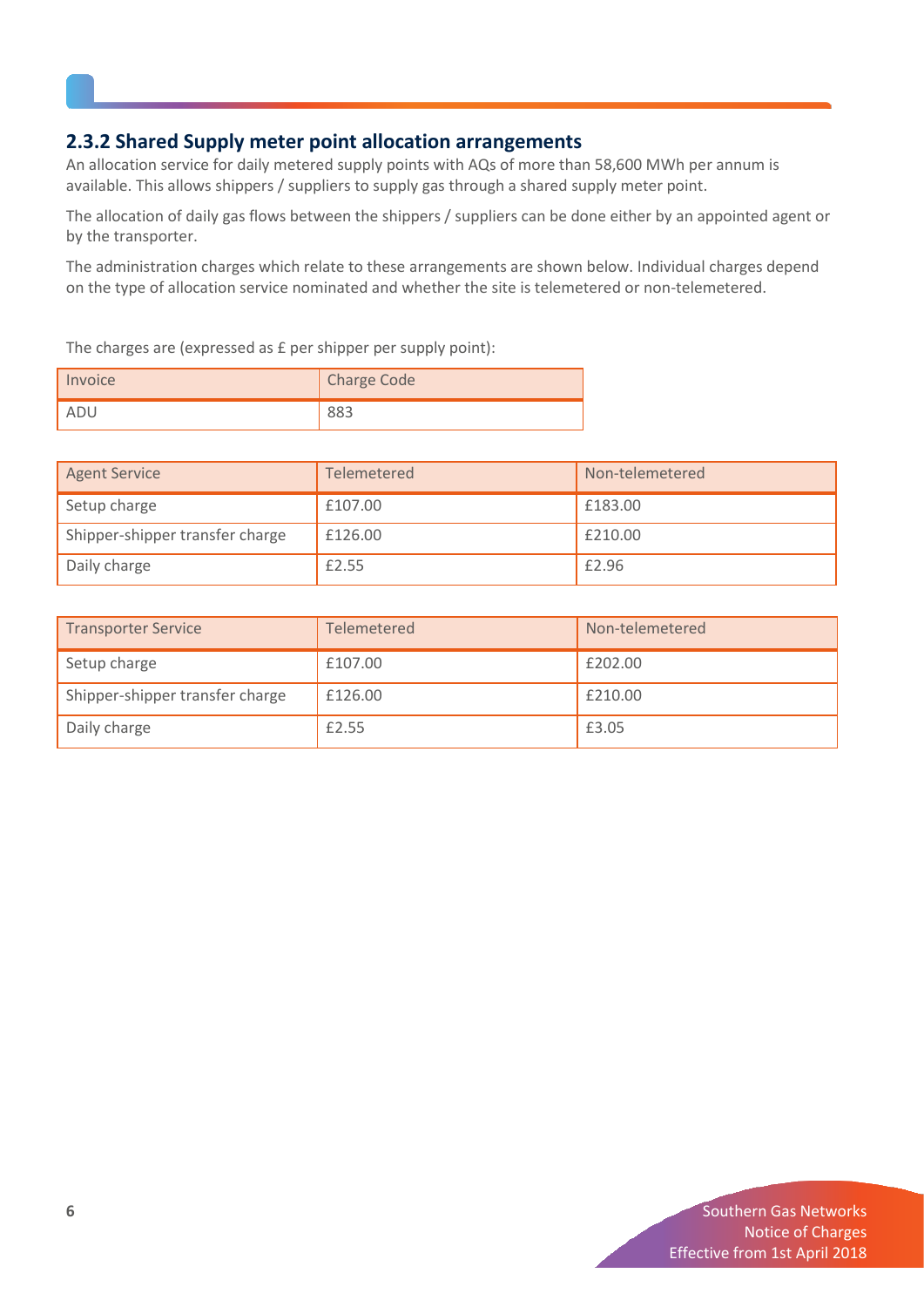### 2.3.2 Shared Supply meter point allocation arrangements

An allocation service for daily metered supply points with AQs of more than 58,600 MWh per annum is available. This allows shippers / suppliers to supply gas through a shared supply meter point.

The allocation of daily gas flows between the shippers / suppliers can be done either by an appointed agent or by the transporter.

The administration charges which relate to these arrangements are shown below. Individual charges depend on the type of allocation service nominated and whether the site is telemetered or non-telemetered.

The charges are (expressed as £ per shipper per supply point):

| Invoice | Charge Code |
| --- | --- |
| ADU | 883 |

| Agent Service | Telemetered | Non-telemetered |
| --- | --- | --- |
| Setup charge | £107.00 | £183.00 |
| Shipper-shipper transfer charge | £126.00 | £210.00 |
| Daily charge | £2.55 | £2.96 |

| Transporter Service | Telemetered | Non-telemetered |
| --- | --- | --- |
| Setup charge | £107.00 | £202.00 |
| Shipper-shipper transfer charge | £126.00 | £210.00 |
| Daily charge | £2.55 | £3.05 |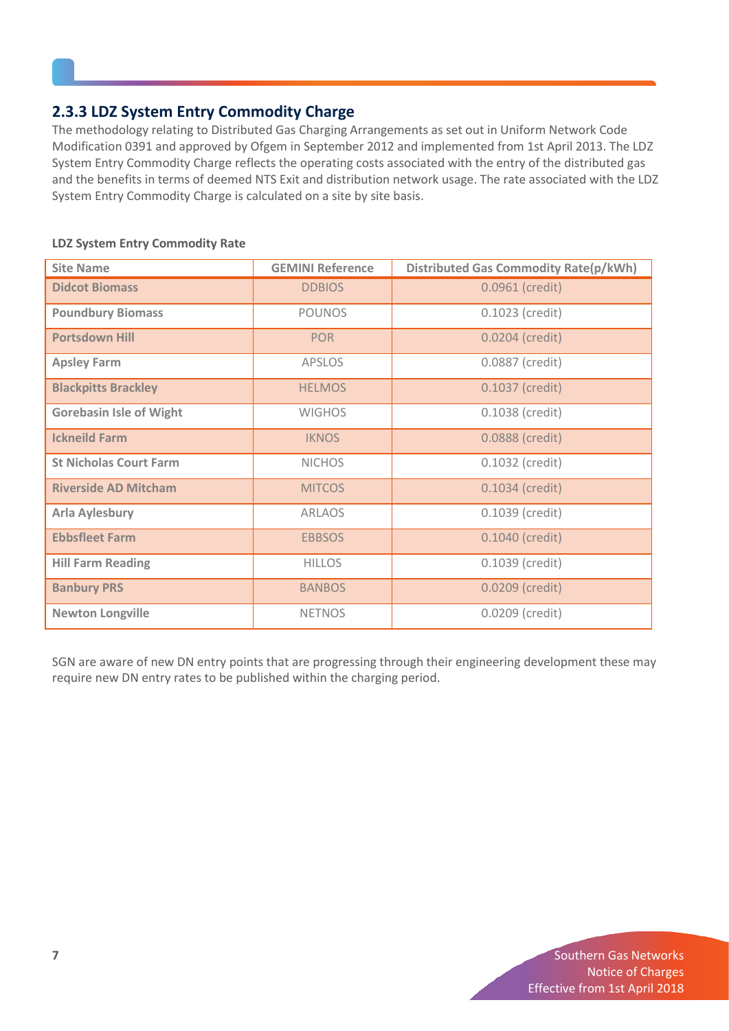### 2.3.3 LDZ System Entry Commodity Charge

The methodology relating to Distributed Gas Charging Arrangements as set out in Uniform Network Code Modification 0391 and approved by Ofgem in September 2012 and implemented from 1st April 2013. The LDZ System Entry Commodity Charge reflects the operating costs associated with the entry of the distributed gas and the benefits in terms of deemed NTS Exit and distribution network usage. The rate associated with the LDZ System Entry Commodity Charge is calculated on a site by site basis.

**LDZ System Entry Commodity Rate**

| Site Name | GEMINI Reference | Distributed Gas Commodity Rate(p/kWh) |
|---|---|---|
| Didcot Biomass | DDBIOS | 0.0961 (credit) |
| Poundbury Biomass | POUNOS | 0.1023 (credit) |
| Portsdown Hill | POR | 0.0204 (credit) |
| Apsley Farm | APSLOS | 0.0887 (credit) |
| Blackpitts Brackley | HELMOS | 0.1037 (credit) |
| Gorebasin Isle of Wight | WIGHOS | 0.1038 (credit) |
| Ickneild Farm | IKNOS | 0.0888 (credit) |
| St Nicholas Court Farm | NICHOS | 0.1032 (credit) |
| Riverside AD Mitcham | MITCOS | 0.1034 (credit) |
| Arla Aylesbury | ARLAOS | 0.1039 (credit) |
| Ebbsfleet Farm | EBBSOS | 0.1040 (credit) |
| Hill Farm Reading | HILLOS | 0.1039 (credit) |
| Banbury PRS | BANBOS | 0.0209 (credit) |
| Newton Longville | NETNOS | 0.0209 (credit) |

SGN are aware of new DN entry points that are progressing through their engineering development these may require new DN entry rates to be published within the charging period.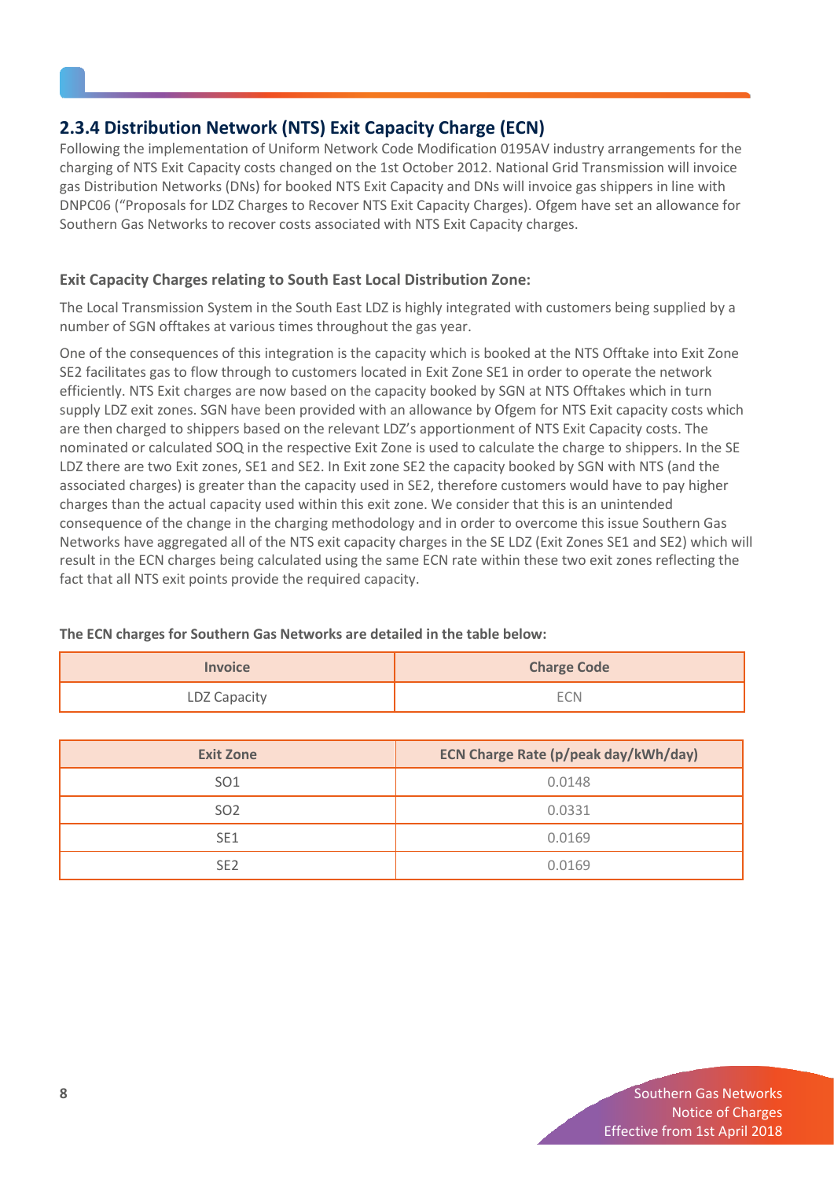### 2.3.4 Distribution Network (NTS) Exit Capacity Charge (ECN)

Following the implementation of Uniform Network Code Modification 0195AV industry arrangements for the charging of NTS Exit Capacity costs changed on the 1st October 2012. National Grid Transmission will invoice gas Distribution Networks (DNs) for booked NTS Exit Capacity and DNs will invoice gas shippers in line with DNPC06 ("Proposals for LDZ Charges to Recover NTS Exit Capacity Charges). Ofgem have set an allowance for Southern Gas Networks to recover costs associated with NTS Exit Capacity charges.

**Exit Capacity Charges relating to South East Local Distribution Zone:**

The Local Transmission System in the South East LDZ is highly integrated with customers being supplied by a number of SGN offtakes at various times throughout the gas year.

One of the consequences of this integration is the capacity which is booked at the NTS Offtake into Exit Zone SE2 facilitates gas to flow through to customers located in Exit Zone SE1 in order to operate the network efficiently. NTS Exit charges are now based on the capacity booked by SGN at NTS Offtakes which in turn supply LDZ exit zones. SGN have been provided with an allowance by Ofgem for NTS Exit capacity costs which are then charged to shippers based on the relevant LDZ's apportionment of NTS Exit Capacity costs. The nominated or calculated SOQ in the respective Exit Zone is used to calculate the charge to shippers. In the SE LDZ there are two Exit zones, SE1 and SE2. In Exit zone SE2 the capacity booked by SGN with NTS (and the associated charges) is greater than the capacity used in SE2, therefore customers would have to pay higher charges than the actual capacity used within this exit zone. We consider that this is an unintended consequence of the change in the charging methodology and in order to overcome this issue Southern Gas Networks have aggregated all of the NTS exit capacity charges in the SE LDZ (Exit Zones SE1 and SE2) which will result in the ECN charges being calculated using the same ECN rate within these two exit zones reflecting the fact that all NTS exit points provide the required capacity.

**The ECN charges for Southern Gas Networks are detailed in the table below:**

| Invoice | Charge Code |
|---|---|
| LDZ Capacity | ECN |

| Exit Zone | ECN Charge Rate (p/peak day/kWh/day) |
|---|---|
| SO1 | 0.0148 |
| SO2 | 0.0331 |
| SE1 | 0.0169 |
| SE2 | 0.0169 |